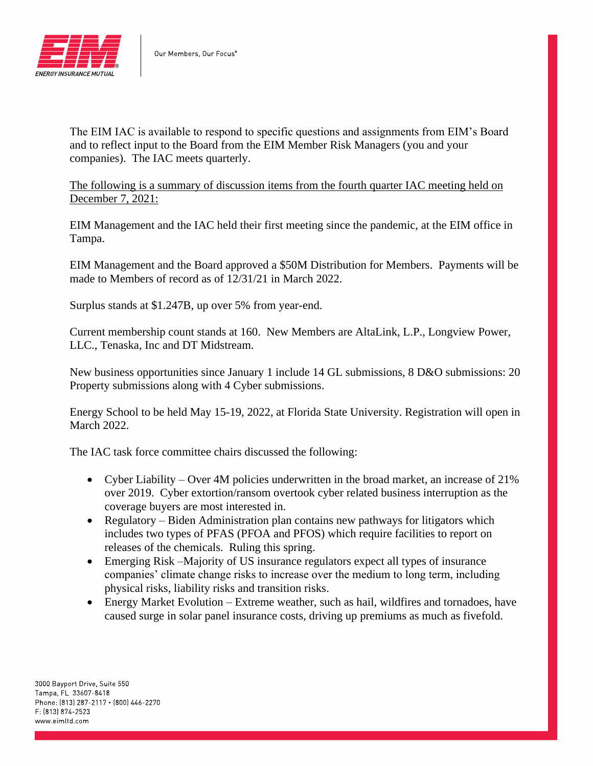The EIM IAC is available to respond to specific questions and assignments from EIM's Board and to reflect input to the Board from the EIM Member Risk Managers (you and your companies). The IAC meets quarterly.

The following is a summary of discussion items from the fourth quarter IAC meeting held on December 7, 2021:

EIM Management and the IAC held their first meeting since the pandemic, at the EIM office in Tampa.

EIM Management and the Board approved a $50M Distribution for Members. Payments will be made to Members of record as of 12/31/21 in March 2022.

Surplus stands at $1.247B, up over 5% from year-end.

Current membership count stands at 160. New Members are AltaLink, L.P., Longview Power, LLC., Tenaska, Inc and DT Midstream.

New business opportunities since January 1 include 14 GL submissions, 8 D&O submissions: 20 Property submissions along with 4 Cyber submissions.

Energy School to be held May 15-19, 2022, at Florida State University. Registration will open in March 2022.

The IAC task force committee chairs discussed the following:

- Cyber Liability – Over 4M policies underwritten in the broad market, an increase of 21% over 2019. Cyber extortion/ransom overtook cyber related business interruption as the coverage buyers are most interested in.
- Regulatory – Biden Administration plan contains new pathways for litigators which includes two types of PFAS (PFOA and PFOS) which require facilities to report on releases of the chemicals. Ruling this spring.
- Emerging Risk –Majority of US insurance regulators expect all types of insurance companies' climate change risks to increase over the medium to long term, including physical risks, liability risks and transition risks.
- Energy Market Evolution – Extreme weather, such as hail, wildfires and tornadoes, have caused surge in solar panel insurance costs, driving up premiums as much as fivefold.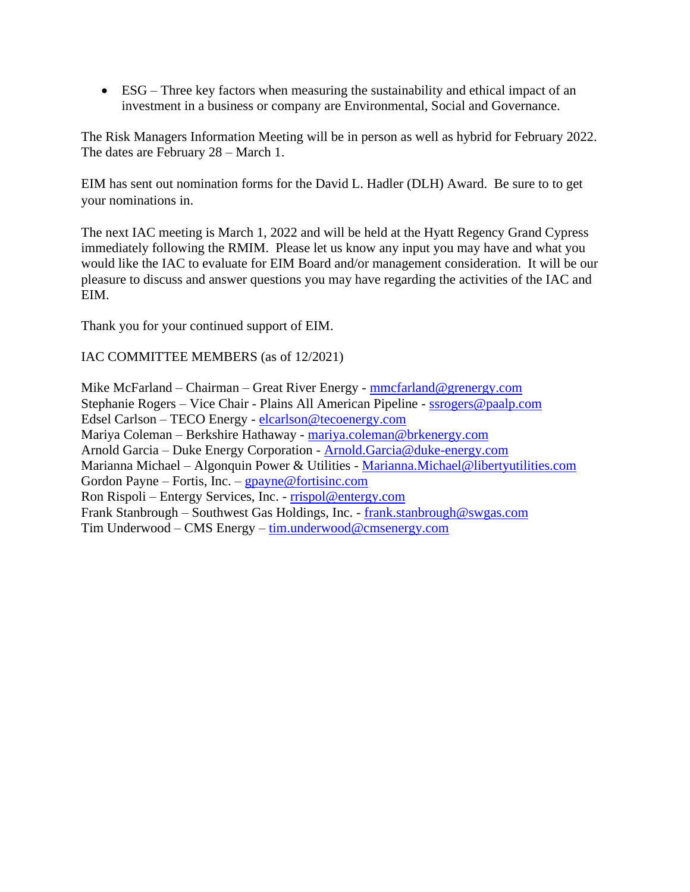- ESG – Three key factors when measuring the sustainability and ethical impact of an investment in a business or company are Environmental, Social and Governance.

The Risk Managers Information Meeting will be in person as well as hybrid for February 2022. The dates are February 28 – March 1.

EIM has sent out nomination forms for the David L. Hadler (DLH) Award. Be sure to to get your nominations in.

The next IAC meeting is March 1, 2022 and will be held at the Hyatt Regency Grand Cypress immediately following the RMIM. Please let us know any input you may have and what you would like the IAC to evaluate for EIM Board and/or management consideration. It will be our pleasure to discuss and answer questions you may have regarding the activities of the IAC and EIM.

Thank you for your continued support of EIM.

IAC COMMITTEE MEMBERS (as of 12/2021)

Mike McFarland – Chairman – Great River Energy - mmcfarland@grenergy.com
Stephanie Rogers – Vice Chair - Plains All American Pipeline - ssrogers@paalp.com
Edsel Carlson – TECO Energy - elcarlson@tecoenergy.com
Mariya Coleman – Berkshire Hathaway - mariya.coleman@brkenergy.com
Arnold Garcia – Duke Energy Corporation - Arnold.Garcia@duke-energy.com
Marianna Michael – Algonquin Power & Utilities - Marianna.Michael@libertyutilities.com
Gordon Payne – Fortis, Inc. – gpayne@fortisinc.com
Ron Rispoli – Entergy Services, Inc. - rrispol@entergy.com
Frank Stanbrough – Southwest Gas Holdings, Inc. - frank.stanbrough@swgas.com
Tim Underwood – CMS Energy – tim.underwood@cmsenergy.com